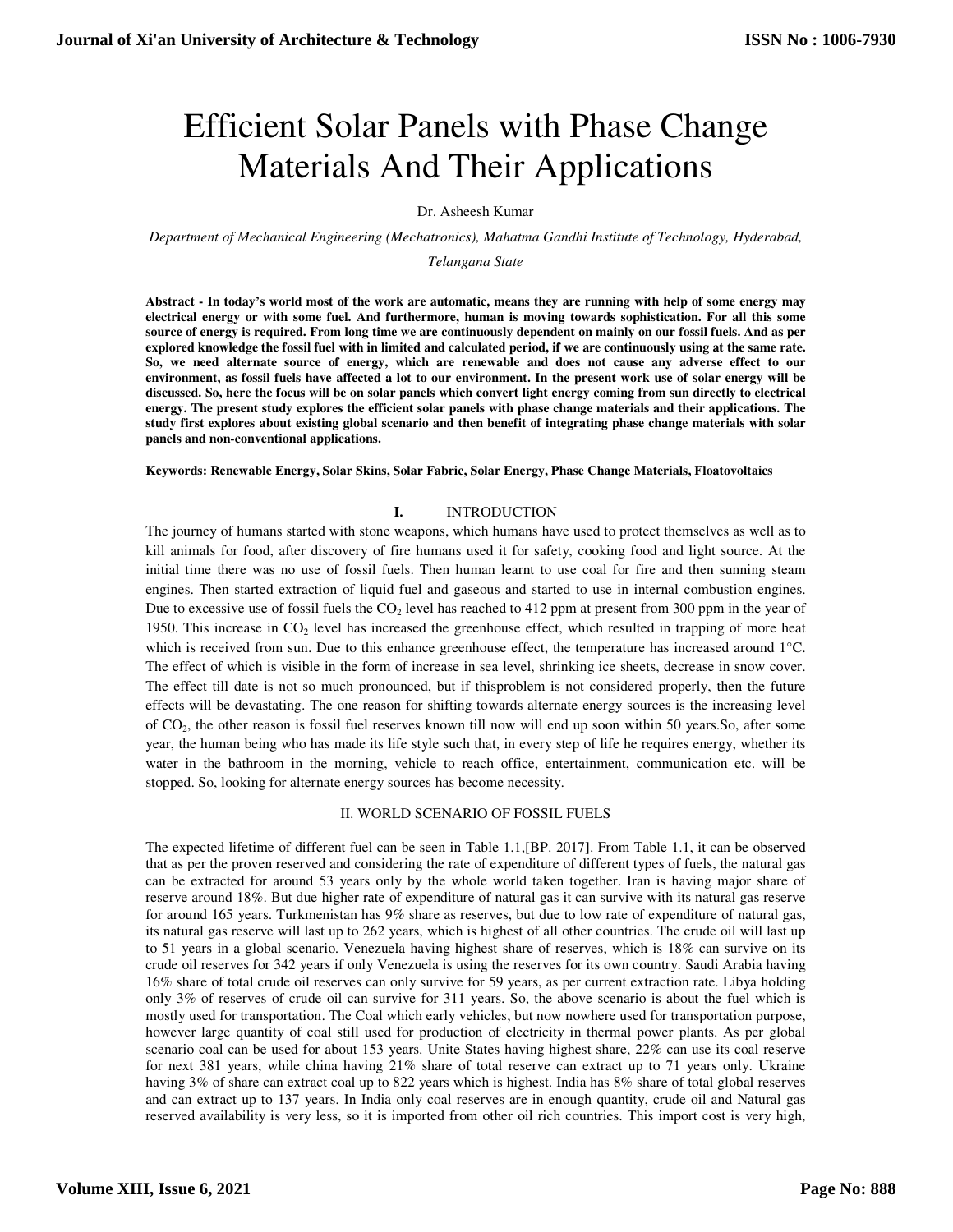# Efficient Solar Panels with Phase Change Materials And Their Applications

Dr. Asheesh Kumar

*Department of Mechanical Engineering (Mechatronics), Mahatma Gandhi Institute of Technology, Hyderabad, Telangana State*

**Abstract - In today's world most of the work are automatic, means they are running with help of some energy may electrical energy or with some fuel. And furthermore, human is moving towards sophistication. For all this some source of energy is required. From long time we are continuously dependent on mainly on our fossil fuels. And as per explored knowledge the fossil fuel with in limited and calculated period, if we are continuously using at the same rate. So, we need alternate source of energy, which are renewable and does not cause any adverse effect to our environment, as fossil fuels have affected a lot to our environment. In the present work use of solar energy will be discussed. So, here the focus will be on solar panels which convert light energy coming from sun directly to electrical energy. The present study explores the efficient solar panels with phase change materials and their applications. The study first explores about existing global scenario and then benefit of integrating phase change materials with solar panels and non-conventional applications.**

**Keywords: Renewable Energy, Solar Skins, Solar Fabric, Solar Energy, Phase Change Materials, Floatovoltaics**

## I. INTRODUCTION

The journey of humans started with stone weapons, which humans have used to protect themselves as well as to kill animals for food, after discovery of fire humans used it for safety, cooking food and light source. At the initial time there was no use of fossil fuels. Then human learnt to use coal for fire and then sunning steam engines. Then started extraction of liquid fuel and gaseous and started to use in internal combustion engines. Due to excessive use of fossil fuels the $CO_2$ level has reached to 412 ppm at present from 300 ppm in the year of 1950. This increase in $CO_2$ level has increased the greenhouse effect, which resulted in trapping of more heat which is received from sun. Due to this enhance greenhouse effect, the temperature has increased around 1°C. The effect of which is visible in the form of increase in sea level, shrinking ice sheets, decrease in snow cover. The effect till date is not so much pronounced, but if thisproblem is not considered properly, then the future effects will be devastating. The one reason for shifting towards alternate energy sources is the increasing level of $CO_2$, the other reason is fossil fuel reserves known till now will end up soon within 50 years.So, after some year, the human being who has made its life style such that, in every step of life he requires energy, whether its water in the bathroom in the morning, vehicle to reach office, entertainment, communication etc. will be stopped. So, looking for alternate energy sources has become necessity.

## II. WORLD SCENARIO OF FOSSIL FUELS

The expected lifetime of different fuel can be seen in Table 1.1,[BP. 2017]. From Table 1.1, it can be observed that as per the proven reserved and considering the rate of expenditure of different types of fuels, the natural gas can be extracted for around 53 years only by the whole world taken together. Iran is having major share of reserve around 18%. But due higher rate of expenditure of natural gas it can survive with its natural gas reserve for around 165 years. Turkmenistan has 9% share as reserves, but due to low rate of expenditure of natural gas, its natural gas reserve will last up to 262 years, which is highest of all other countries. The crude oil will last up to 51 years in a global scenario. Venezuela having highest share of reserves, which is 18% can survive on its crude oil reserves for 342 years if only Venezuela is using the reserves for its own country. Saudi Arabia having 16% share of total crude oil reserves can only survive for 59 years, as per current extraction rate. Libya holding only 3% of reserves of crude oil can survive for 311 years. So, the above scenario is about the fuel which is mostly used for transportation. The Coal which early vehicles, but now nowhere used for transportation purpose, however large quantity of coal still used for production of electricity in thermal power plants. As per global scenario coal can be used for about 153 years. Unite States having highest share, 22% can use its coal reserve for next 381 years, while china having 21% share of total reserve can extract up to 71 years only. Ukraine having 3% of share can extract coal up to 822 years which is highest. India has 8% share of total global reserves and can extract up to 137 years. In India only coal reserves are in enough quantity, crude oil and Natural gas reserved availability is very less, so it is imported from other oil rich countries. This import cost is very high,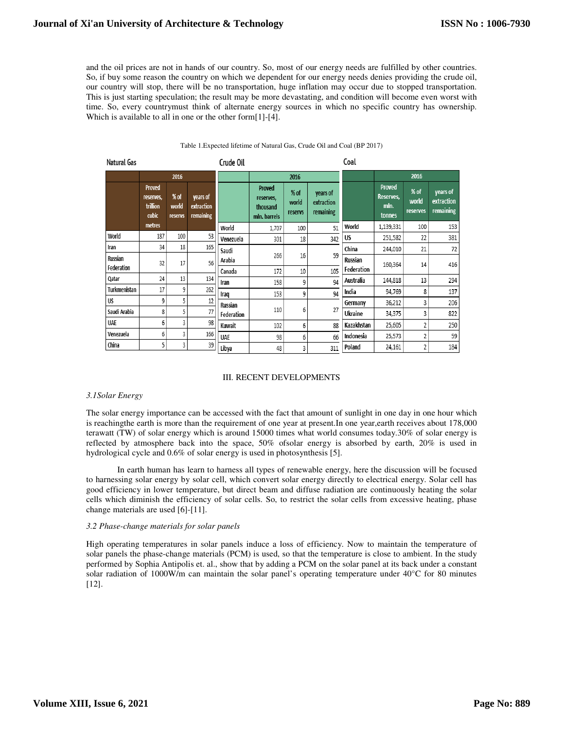and the oil prices are not in hands of our country. So, most of our energy needs are fulfilled by other countries. So, if buy some reason the country on which we dependent for our energy needs denies providing the crude oil, our country will stop, there will be no transportation, huge inflation may occur due to stopped transportation. This is just starting speculation; the result may be more devastating, and condition will become even worst with time. So, every countrymust think of alternate energy sources in which no specific country has ownership. Which is available to all in one or the other form[1]-[4].

Table 1.Expected lifetime of Natural Gas, Crude Oil and Coal (BP 2017)

**Natural Gas**

| | 2016 | | |
|---|---|---|---|
| | Proved reserves, trillion cubic metres | % of world reservs | years of extraction remaining |
| World | 187 | 100 | 53 |
| Iran | 34 | 18 | 165 |
| Russian Federation | 32 | 17 | 56 |
| Qatar | 24 | 13 | 134 |
| Turkmenistan | 17 | 9 | 262 |
| US | 9 | 5 | 12 |
| Saudi Arabia | 8 | 5 | 77 |
| UAE | 6 | 3 | 98 |
| Venezuela | 6 | 3 | 166 |
| China | 5 | 3 | 39 |

**Crude Oil**

| | 2016 | | |
|---|---|---|---|
| | Proved reserves, thousand mln. barrels | % of world reservs | years of extraction remaining |
| World | 1,707 | 100 | 51 |
| Venezuela | 301 | 18 | 342 |
| Saudi Arabia | 266 | 16 | 59 |
| Canada | 172 | 10 | 105 |
| Iran | 158 | 9 | 94 |
| Iraq | 153 | 9 | 94 |
| Russian Federation | 110 | 6 | 27 |
| Kuwait | 102 | 6 | 88 |
| UAE | 98 | 6 | 66 |
| Libya | 48 | 3 | 311 |

**Coal**

| | 2016 | | |
|---|---|---|---|
| | Proved Reserves, mln. tonnes | % of world reserves | years of extraction remaining |
| World | 1,139,331 | 100 | 153 |
| US | 251,582 | 22 | 381 |
| China | 244,010 | 21 | 72 |
| Russian Federation | 160,364 | 14 | 416 |
| Australia | 144,818 | 13 | 294 |
| India | 94,769 | 8 | 137 |
| Germany | 36,212 | 3 | 206 |
| Ukraine | 34,375 | 3 | 822 |
| Kazakhstan | 25,605 | 2 | 250 |
| Indonesia | 25,573 | 2 | 59 |
| Poland | 24,161 | 2 | 184 |

## III. RECENT DEVELOPMENTS

### *3.1Solar Energy*

The solar energy importance can be accessed with the fact that amount of sunlight in one day in one hour which is reachingthe earth is more than the requirement of one year at present.In one year,earth receives about 178,000 terawatt (TW) of solar energy which is around 15000 times what world consumes today.30% of solar energy is reflected by atmosphere back into the space, 50% ofsolar energy is absorbed by earth, 20% is used in hydrological cycle and 0.6% of solar energy is used in photosynthesis [5].

In earth human has learn to harness all types of renewable energy, here the discussion will be focused to harnessing solar energy by solar cell, which convert solar energy directly to electrical energy. Solar cell has good efficiency in lower temperature, but direct beam and diffuse radiation are continuously heating the solar cells which diminish the efficiency of solar cells. So, to restrict the solar cells from excessive heating, phase change materials are used [6]-[11].

### *3.2 Phase-change materials for solar panels*

High operating temperatures in solar panels induce a loss of efficiency. Now to maintain the temperature of solar panels the phase-change materials (PCM) is used, so that the temperature is close to ambient. In the study performed by Sophia Antipolis et. al., show that by adding a PCM on the solar panel at its back under a constant solar radiation of 1000W/m can maintain the solar panel's operating temperature under 40°C for 80 minutes [12].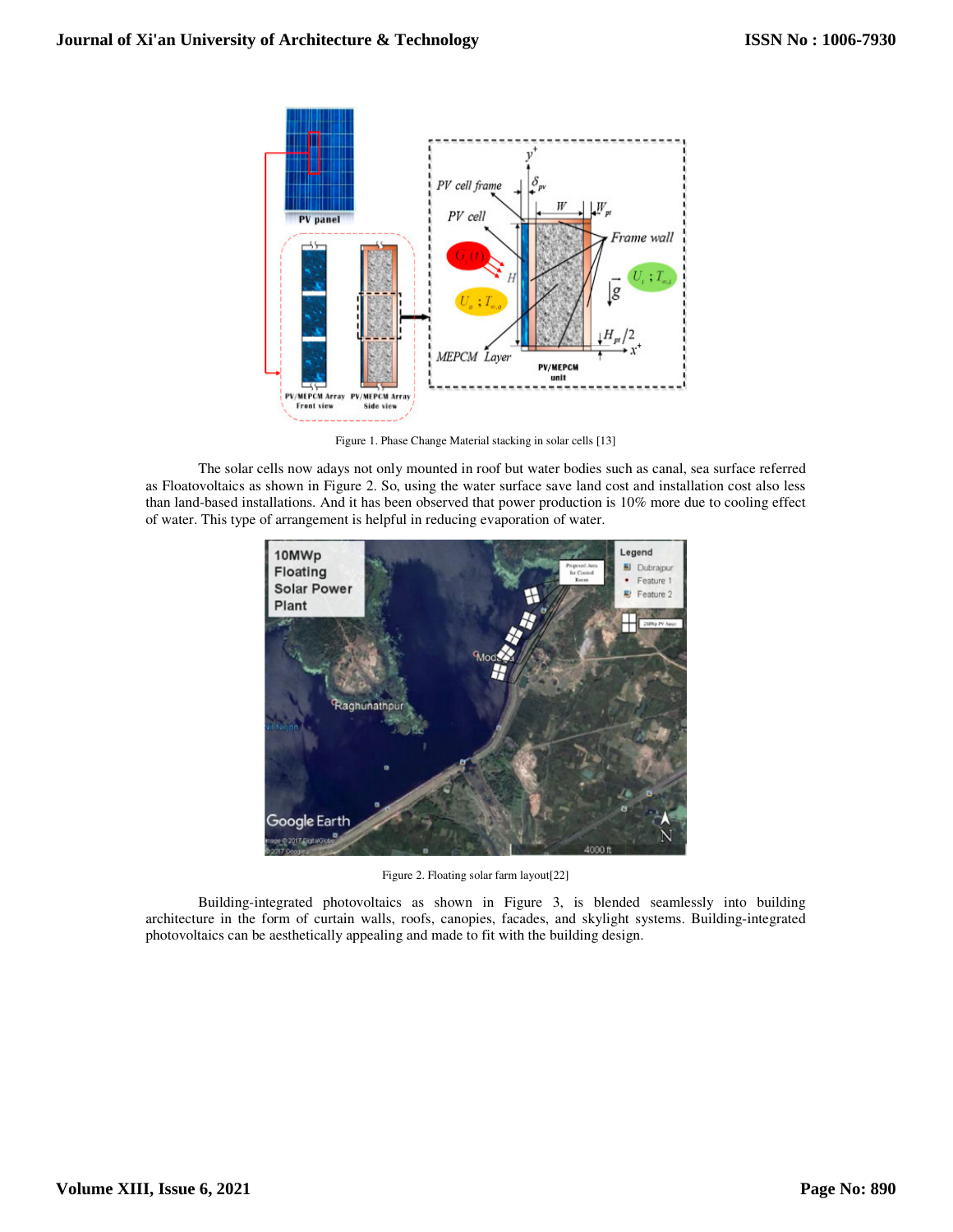Figure 1. Phase Change Material stacking in solar cells [13]

The solar cells now adays not only mounted in roof but water bodies such as canal, sea surface referred as Floatovoltaics as shown in Figure 2. So, using the water surface save land cost and installation cost also less than land-based installations. And it has been observed that power production is 10% more due to cooling effect of water. This type of arrangement is helpful in reducing evaporation of water.

Figure 2. Floating solar farm layout[22]

Building-integrated photovoltaics as shown in Figure 3, is blended seamlessly into building architecture in the form of curtain walls, roofs, canopies, facades, and skylight systems. Building-integrated photovoltaics can be aesthetically appealing and made to fit with the building design.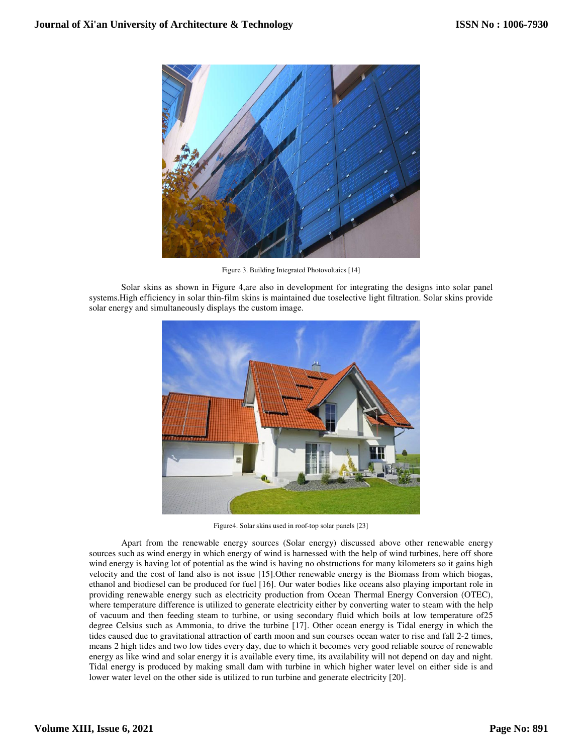Figure 3. Building Integrated Photovoltaics [14]

Solar skins as shown in Figure 4,are also in development for integrating the designs into solar panel systems.High efficiency in solar thin-film skins is maintained due toselective light filtration. Solar skins provide solar energy and simultaneously displays the custom image.

Figure4. Solar skins used in roof-top solar panels [23]

Apart from the renewable energy sources (Solar energy) discussed above other renewable energy sources such as wind energy in which energy of wind is harnessed with the help of wind turbines, here off shore wind energy is having lot of potential as the wind is having no obstructions for many kilometers so it gains high velocity and the cost of land also is not issue [15].Other renewable energy is the Biomass from which biogas, ethanol and biodiesel can be produced for fuel [16]. Our water bodies like oceans also playing important role in providing renewable energy such as electricity production from Ocean Thermal Energy Conversion (OTEC), where temperature difference is utilized to generate electricity either by converting water to steam with the help of vacuum and then feeding steam to turbine, or using secondary fluid which boils at low temperature of25 degree Celsius such as Ammonia, to drive the turbine [17]. Other ocean energy is Tidal energy in which the tides caused due to gravitational attraction of earth moon and sun courses ocean water to rise and fall 2-2 times, means 2 high tides and two low tides every day, due to which it becomes very good reliable source of renewable energy as like wind and solar energy it is available every time, its availability will not depend on day and night. Tidal energy is produced by making small dam with turbine in which higher water level on either side is and lower water level on the other side is utilized to run turbine and generate electricity [20].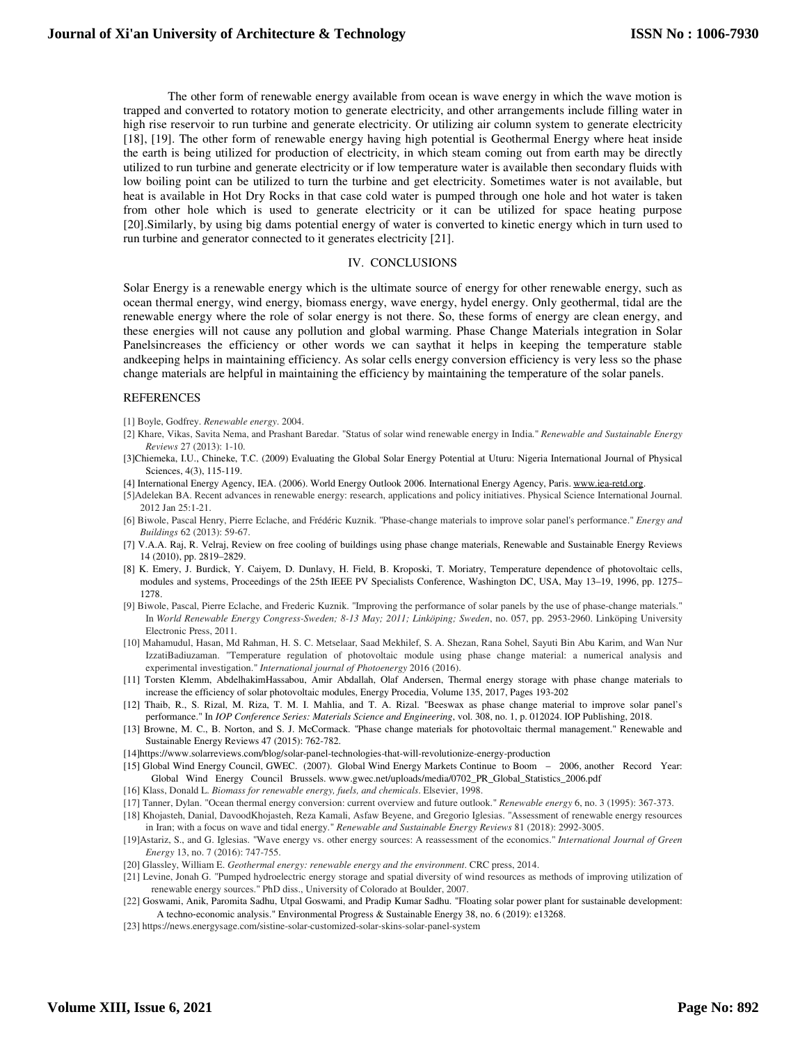The other form of renewable energy available from ocean is wave energy in which the wave motion is trapped and converted to rotatory motion to generate electricity, and other arrangements include filling water in high rise reservoir to run turbine and generate electricity. Or utilizing air column system to generate electricity [18], [19]. The other form of renewable energy having high potential is Geothermal Energy where heat inside the earth is being utilized for production of electricity, in which steam coming out from earth may be directly utilized to run turbine and generate electricity or if low temperature water is available then secondary fluids with low boiling point can be utilized to turn the turbine and get electricity. Sometimes water is not available, but heat is available in Hot Dry Rocks in that case cold water is pumped through one hole and hot water is taken from other hole which is used to generate electricity or it can be utilized for space heating purpose [20].Similarly, by using big dams potential energy of water is converted to kinetic energy which in turn used to run turbine and generator connected to it generates electricity [21].

## IV. CONCLUSIONS

Solar Energy is a renewable energy which is the ultimate source of energy for other renewable energy, such as ocean thermal energy, wind energy, biomass energy, wave energy, hydel energy. Only geothermal, tidal are the renewable energy where the role of solar energy is not there. So, these forms of energy are clean energy, and these energies will not cause any pollution and global warming. Phase Change Materials integration in Solar Panelsincreases the efficiency or other words we can saythat it helps in keeping the temperature stable andkeeping helps in maintaining efficiency. As solar cells energy conversion efficiency is very less so the phase change materials are helpful in maintaining the efficiency by maintaining the temperature of the solar panels.

## REFERENCES

[1] Boyle, Godfrey. *Renewable energy*. 2004.

[2] Khare, Vikas, Savita Nema, and Prashant Baredar. "Status of solar wind renewable energy in India." *Renewable and Sustainable Energy Reviews* 27 (2013): 1-10.

[3]Chiemeka, I.U., Chineke, T.C. (2009) Evaluating the Global Solar Energy Potential at Uturu: Nigeria International Journal of Physical Sciences, 4(3), 115-119.

[4] International Energy Agency, IEA. (2006). World Energy Outlook 2006. International Energy Agency, Paris. www.iea-retd.org.

[5]Adelekan BA. Recent advances in renewable energy: research, applications and policy initiatives. Physical Science International Journal. 2012 Jan 25:1-21.

[6] Biwole, Pascal Henry, Pierre Eclache, and Frédéric Kuznik. "Phase-change materials to improve solar panel's performance." *Energy and Buildings* 62 (2013): 59-67.

[7] V.A.A. Raj, R. Velraj, Review on free cooling of buildings using phase change materials, Renewable and Sustainable Energy Reviews 14 (2010), pp. 2819–2829.

[8] K. Emery, J. Burdick, Y. Caiyem, D. Dunlavy, H. Field, B. Kroposki, T. Moriatry, Temperature dependence of photovoltaic cells, modules and systems, Proceedings of the 25th IEEE PV Specialists Conference, Washington DC, USA, May 13–19, 1996, pp. 1275–1278.

[9] Biwole, Pascal, Pierre Eclache, and Frederic Kuznik. "Improving the performance of solar panels by the use of phase-change materials." In *World Renewable Energy Congress-Sweden; 8-13 May; 2011; Linköping; Sweden*, no. 057, pp. 2953-2960. Linköping University Electronic Press, 2011.

[10] Mahamudul, Hasan, Md Rahman, H. S. C. Metselaar, Saad Mekhilef, S. A. Shezan, Rana Sohel, Sayuti Bin Abu Karim, and Wan Nur IzzatiBadiuzaman. "Temperature regulation of photovoltaic module using phase change material: a numerical analysis and experimental investigation." *International journal of Photoenergy* 2016 (2016).

[11] Torsten Klemm, AbdelhakimHassabou, Amir Abdallah, Olaf Andersen, Thermal energy storage with phase change materials to increase the efficiency of solar photovoltaic modules, Energy Procedia, Volume 135, 2017, Pages 193-202

[12] Thaib, R., S. Rizal, M. Riza, T. M. I. Mahlia, and T. A. Rizal. "Beeswax as phase change material to improve solar panel's performance." In *IOP Conference Series: Materials Science and Engineering*, vol. 308, no. 1, p. 012024. IOP Publishing, 2018.

[13] Browne, M. C., B. Norton, and S. J. McCormack. "Phase change materials for photovoltaic thermal management." Renewable and Sustainable Energy Reviews 47 (2015): 762-782.

[14]https://www.solarreviews.com/blog/solar-panel-technologies-that-will-revolutionize-energy-production

[15] Global Wind Energy Council, GWEC. (2007). Global Wind Energy Markets Continue to Boom – 2006, another Record Year: Global Wind Energy Council Brussels. www.gwec.net/uploads/media/0702_PR_Global_Statistics_2006.pdf

[16] Klass, Donald L. *Biomass for renewable energy, fuels, and chemicals*. Elsevier, 1998.

[17] Tanner, Dylan. "Ocean thermal energy conversion: current overview and future outlook." *Renewable energy* 6, no. 3 (1995): 367-373.

[18] Khojasteh, Danial, DavoodKhojasteh, Reza Kamali, Asfaw Beyene, and Gregorio Iglesias. "Assessment of renewable energy resources in Iran; with a focus on wave and tidal energy." *Renewable and Sustainable Energy Reviews* 81 (2018): 2992-3005.

[19]Astariz, S., and G. Iglesias. "Wave energy vs. other energy sources: A reassessment of the economics." *International Journal of Green Energy* 13, no. 7 (2016): 747-755.

[20] Glassley, William E. *Geothermal energy: renewable energy and the environment*. CRC press, 2014.

[21] Levine, Jonah G. "Pumped hydroelectric energy storage and spatial diversity of wind resources as methods of improving utilization of renewable energy sources." PhD diss., University of Colorado at Boulder, 2007.

[22] Goswami, Anik, Paromita Sadhu, Utpal Goswami, and Pradip Kumar Sadhu. "Floating solar power plant for sustainable development: A techno-economic analysis." Environmental Progress & Sustainable Energy 38, no. 6 (2019): e13268.

[23] https://news.energysage.com/sistine-solar-customized-solar-skins-solar-panel-system